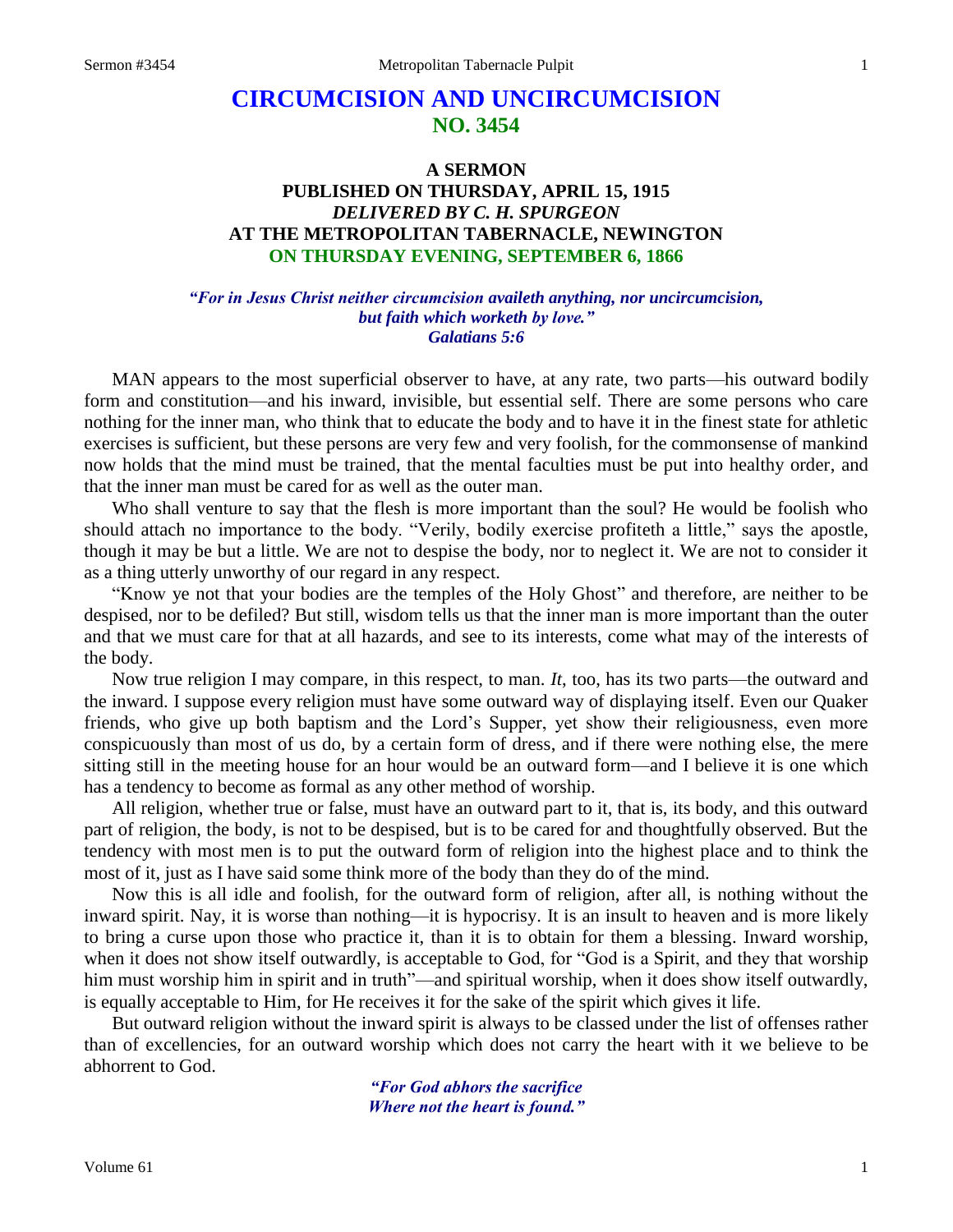# CIRCUMCISION AND UNCIRCUMCISION
## NO. 3454

### A SERMON
### PUBLISHED ON THURSDAY, APRIL 15, 1915
### *DELIVERED BY C. H. SPURGEON*
### AT THE METROPOLITAN TABERNACLE, NEWINGTON
### ON THURSDAY EVENING, SEPTEMBER 6, 1866

*"For in Jesus Christ neither circumcision availeth anything, nor uncircumcision, but faith which worketh by love."*
*Galatians 5:6*

MAN appears to the most superficial observer to have, at any rate, two parts—his outward bodily form and constitution—and his inward, invisible, but essential self. There are some persons who care nothing for the inner man, who think that to educate the body and to have it in the finest state for athletic exercises is sufficient, but these persons are very few and very foolish, for the commonsense of mankind now holds that the mind must be trained, that the mental faculties must be put into healthy order, and that the inner man must be cared for as well as the outer man.

Who shall venture to say that the flesh is more important than the soul? He would be foolish who should attach no importance to the body. "Verily, bodily exercise profiteth a little," says the apostle, though it may be but a little. We are not to despise the body, nor to neglect it. We are not to consider it as a thing utterly unworthy of our regard in any respect.

"Know ye not that your bodies are the temples of the Holy Ghost" and therefore, are neither to be despised, nor to be defiled? But still, wisdom tells us that the inner man is more important than the outer and that we must care for that at all hazards, and see to its interests, come what may of the interests of the body.

Now true religion I may compare, in this respect, to man. *It*, too, has its two parts—the outward and the inward. I suppose every religion must have some outward way of displaying itself. Even our Quaker friends, who give up both baptism and the Lord's Supper, yet show their religiousness, even more conspicuously than most of us do, by a certain form of dress, and if there were nothing else, the mere sitting still in the meeting house for an hour would be an outward form—and I believe it is one which has a tendency to become as formal as any other method of worship.

All religion, whether true or false, must have an outward part to it, that is, its body, and this outward part of religion, the body, is not to be despised, but is to be cared for and thoughtfully observed. But the tendency with most men is to put the outward form of religion into the highest place and to think the most of it, just as I have said some think more of the body than they do of the mind.

Now this is all idle and foolish, for the outward form of religion, after all, is nothing without the inward spirit. Nay, it is worse than nothing—it is hypocrisy. It is an insult to heaven and is more likely to bring a curse upon those who practice it, than it is to obtain for them a blessing. Inward worship, when it does not show itself outwardly, is acceptable to God, for "God is a Spirit, and they that worship him must worship him in spirit and in truth"—and spiritual worship, when it does show itself outwardly, is equally acceptable to Him, for He receives it for the sake of the spirit which gives it life.

But outward religion without the inward spirit is always to be classed under the list of offenses rather than of excellencies, for an outward worship which does not carry the heart with it we believe to be abhorrent to God.

*"For God abhors the sacrifice*
*Where not the heart is found."*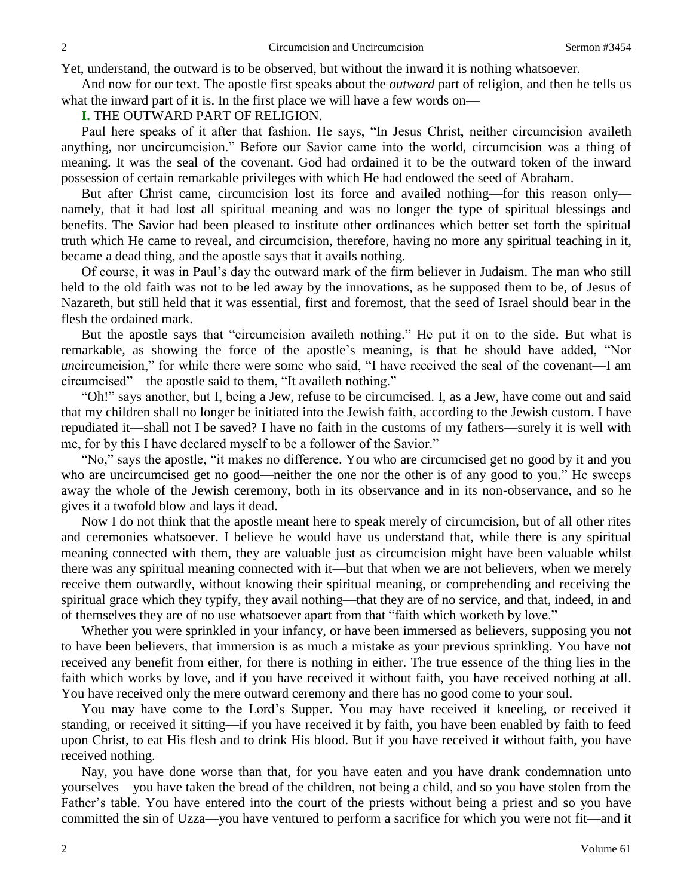Yet, understand, the outward is to be observed, but without the inward it is nothing whatsoever.

And now for our text. The apostle first speaks about the *outward* part of religion, and then he tells us what the inward part of it is. In the first place we will have a few words on—

**I.** THE OUTWARD PART OF RELIGION.

Paul here speaks of it after that fashion. He says, "In Jesus Christ, neither circumcision availeth anything, nor uncircumcision." Before our Savior came into the world, circumcision was a thing of meaning. It was the seal of the covenant. God had ordained it to be the outward token of the inward possession of certain remarkable privileges with which He had endowed the seed of Abraham.

But after Christ came, circumcision lost its force and availed nothing—for this reason only—namely, that it had lost all spiritual meaning and was no longer the type of spiritual blessings and benefits. The Savior had been pleased to institute other ordinances which better set forth the spiritual truth which He came to reveal, and circumcision, therefore, having no more any spiritual teaching in it, became a dead thing, and the apostle says that it avails nothing.

Of course, it was in Paul's day the outward mark of the firm believer in Judaism. The man who still held to the old faith was not to be led away by the innovations, as he supposed them to be, of Jesus of Nazareth, but still held that it was essential, first and foremost, that the seed of Israel should bear in the flesh the ordained mark.

But the apostle says that "circumcision availeth nothing." He put it on to the side. But what is remarkable, as showing the force of the apostle's meaning, is that he should have added, "Nor *un*circumcision," for while there were some who said, "I have received the seal of the covenant—I am circumcised"—the apostle said to them, "It availeth nothing."

"Oh!" says another, but I, being a Jew, refuse to be circumcised. I, as a Jew, have come out and said that my children shall no longer be initiated into the Jewish faith, according to the Jewish custom. I have repudiated it—shall not I be saved? I have no faith in the customs of my fathers—surely it is well with me, for by this I have declared myself to be a follower of the Savior."

"No," says the apostle, "it makes no difference. You who are circumcised get no good by it and you who are uncircumcised get no good—neither the one nor the other is of any good to you." He sweeps away the whole of the Jewish ceremony, both in its observance and in its non-observance, and so he gives it a twofold blow and lays it dead.

Now I do not think that the apostle meant here to speak merely of circumcision, but of all other rites and ceremonies whatsoever. I believe he would have us understand that, while there is any spiritual meaning connected with them, they are valuable just as circumcision might have been valuable whilst there was any spiritual meaning connected with it—but that when we are not believers, when we merely receive them outwardly, without knowing their spiritual meaning, or comprehending and receiving the spiritual grace which they typify, they avail nothing—that they are of no service, and that, indeed, in and of themselves they are of no use whatsoever apart from that "faith which worketh by love."

Whether you were sprinkled in your infancy, or have been immersed as believers, supposing you not to have been believers, that immersion is as much a mistake as your previous sprinkling. You have not received any benefit from either, for there is nothing in either. The true essence of the thing lies in the faith which works by love, and if you have received it without faith, you have received nothing at all. You have received only the mere outward ceremony and there has no good come to your soul.

You may have come to the Lord's Supper. You may have received it kneeling, or received it standing, or received it sitting—if you have received it by faith, you have been enabled by faith to feed upon Christ, to eat His flesh and to drink His blood. But if you have received it without faith, you have received nothing.

Nay, you have done worse than that, for you have eaten and you have drank condemnation unto yourselves—you have taken the bread of the children, not being a child, and so you have stolen from the Father's table. You have entered into the court of the priests without being a priest and so you have committed the sin of Uzza—you have ventured to perform a sacrifice for which you were not fit—and it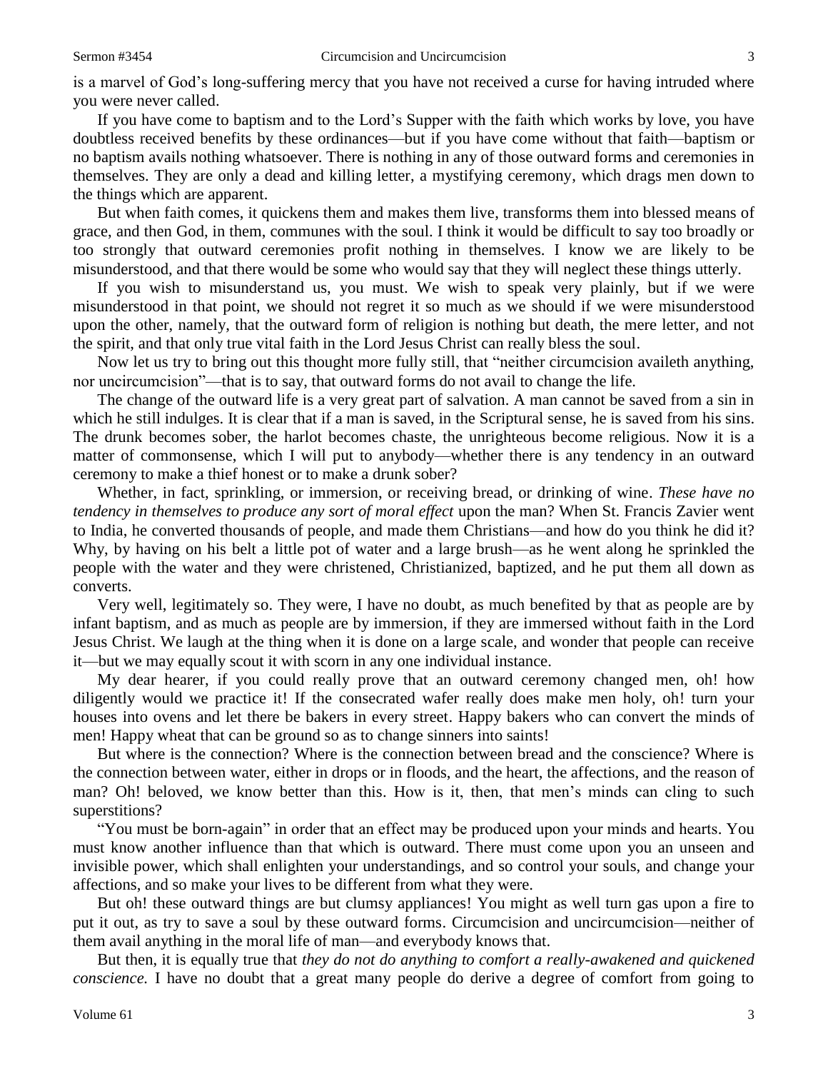is a marvel of God's long-suffering mercy that you have not received a curse for having intruded where you were never called.

If you have come to baptism and to the Lord's Supper with the faith which works by love, you have doubtless received benefits by these ordinances—but if you have come without that faith—baptism or no baptism avails nothing whatsoever. There is nothing in any of those outward forms and ceremonies in themselves. They are only a dead and killing letter, a mystifying ceremony, which drags men down to the things which are apparent.

But when faith comes, it quickens them and makes them live, transforms them into blessed means of grace, and then God, in them, communes with the soul. I think it would be difficult to say too broadly or too strongly that outward ceremonies profit nothing in themselves. I know we are likely to be misunderstood, and that there would be some who would say that they will neglect these things utterly.

If you wish to misunderstand us, you must. We wish to speak very plainly, but if we were misunderstood in that point, we should not regret it so much as we should if we were misunderstood upon the other, namely, that the outward form of religion is nothing but death, the mere letter, and not the spirit, and that only true vital faith in the Lord Jesus Christ can really bless the soul.

Now let us try to bring out this thought more fully still, that "neither circumcision availeth anything, nor uncircumcision"—that is to say, that outward forms do not avail to change the life.

The change of the outward life is a very great part of salvation. A man cannot be saved from a sin in which he still indulges. It is clear that if a man is saved, in the Scriptural sense, he is saved from his sins. The drunk becomes sober, the harlot becomes chaste, the unrighteous become religious. Now it is a matter of commonsense, which I will put to anybody—whether there is any tendency in an outward ceremony to make a thief honest or to make a drunk sober?

Whether, in fact, sprinkling, or immersion, or receiving bread, or drinking of wine. *These have no tendency in themselves to produce any sort of moral effect* upon the man? When St. Francis Zavier went to India, he converted thousands of people, and made them Christians—and how do you think he did it? Why, by having on his belt a little pot of water and a large brush—as he went along he sprinkled the people with the water and they were christened, Christianized, baptized, and he put them all down as converts.

Very well, legitimately so. They were, I have no doubt, as much benefited by that as people are by infant baptism, and as much as people are by immersion, if they are immersed without faith in the Lord Jesus Christ. We laugh at the thing when it is done on a large scale, and wonder that people can receive it—but we may equally scout it with scorn in any one individual instance.

My dear hearer, if you could really prove that an outward ceremony changed men, oh! how diligently would we practice it! If the consecrated wafer really does make men holy, oh! turn your houses into ovens and let there be bakers in every street. Happy bakers who can convert the minds of men! Happy wheat that can be ground so as to change sinners into saints!

But where is the connection? Where is the connection between bread and the conscience? Where is the connection between water, either in drops or in floods, and the heart, the affections, and the reason of man? Oh! beloved, we know better than this. How is it, then, that men's minds can cling to such superstitions?

"You must be born-again" in order that an effect may be produced upon your minds and hearts. You must know another influence than that which is outward. There must come upon you an unseen and invisible power, which shall enlighten your understandings, and so control your souls, and change your affections, and so make your lives to be different from what they were.

But oh! these outward things are but clumsy appliances! You might as well turn gas upon a fire to put it out, as try to save a soul by these outward forms. Circumcision and uncircumcision—neither of them avail anything in the moral life of man—and everybody knows that.

But then, it is equally true that *they do not do anything to comfort a really-awakened and quickened conscience.* I have no doubt that a great many people do derive a degree of comfort from going to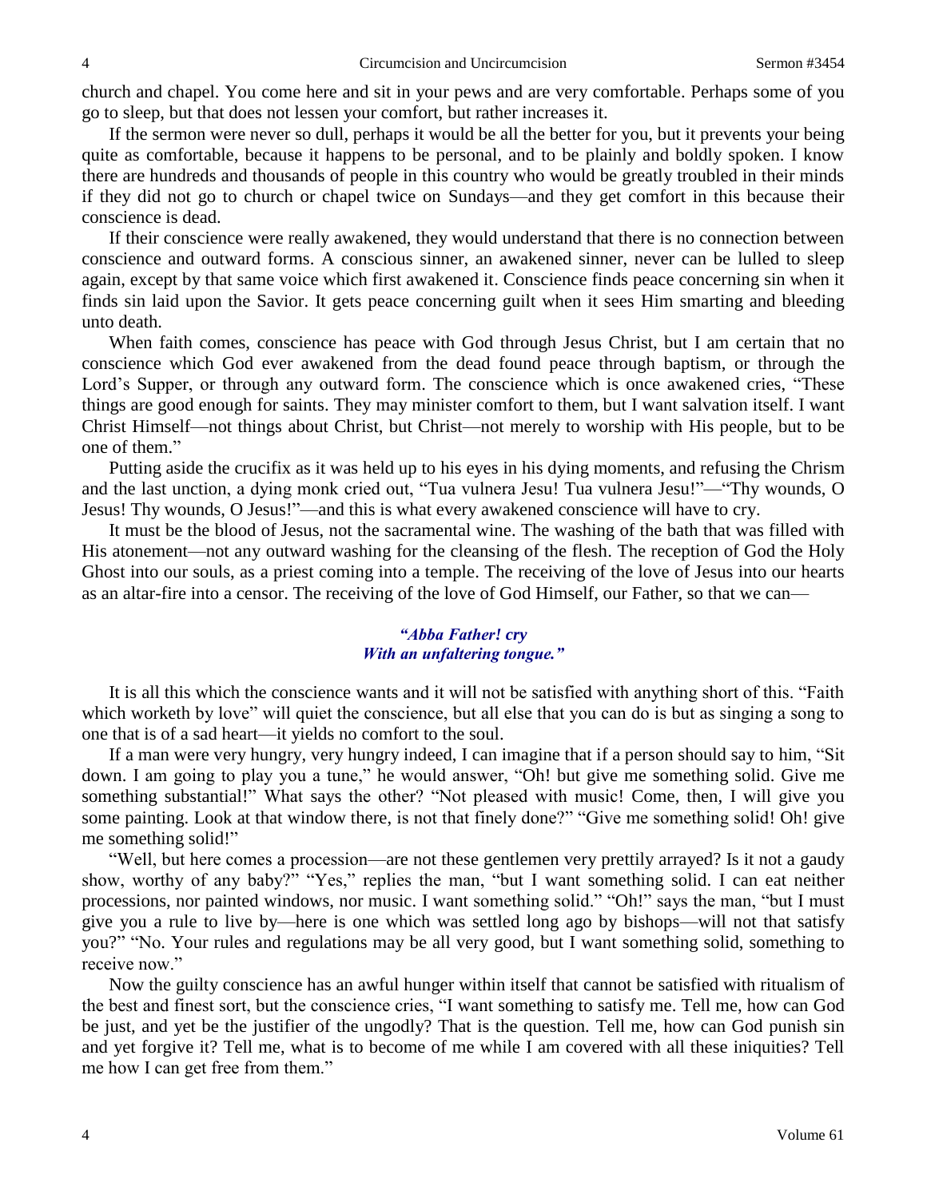church and chapel. You come here and sit in your pews and are very comfortable. Perhaps some of you go to sleep, but that does not lessen your comfort, but rather increases it.

If the sermon were never so dull, perhaps it would be all the better for you, but it prevents your being quite as comfortable, because it happens to be personal, and to be plainly and boldly spoken. I know there are hundreds and thousands of people in this country who would be greatly troubled in their minds if they did not go to church or chapel twice on Sundays—and they get comfort in this because their conscience is dead.

If their conscience were really awakened, they would understand that there is no connection between conscience and outward forms. A conscious sinner, an awakened sinner, never can be lulled to sleep again, except by that same voice which first awakened it. Conscience finds peace concerning sin when it finds sin laid upon the Savior. It gets peace concerning guilt when it sees Him smarting and bleeding unto death.

When faith comes, conscience has peace with God through Jesus Christ, but I am certain that no conscience which God ever awakened from the dead found peace through baptism, or through the Lord's Supper, or through any outward form. The conscience which is once awakened cries, "These things are good enough for saints. They may minister comfort to them, but I want salvation itself. I want Christ Himself—not things about Christ, but Christ—not merely to worship with His people, but to be one of them."

Putting aside the crucifix as it was held up to his eyes in his dying moments, and refusing the Chrism and the last unction, a dying monk cried out, "Tua vulnera Jesu! Tua vulnera Jesu!"—"Thy wounds, O Jesus! Thy wounds, O Jesus!"—and this is what every awakened conscience will have to cry.

It must be the blood of Jesus, not the sacramental wine. The washing of the bath that was filled with His atonement—not any outward washing for the cleansing of the flesh. The reception of God the Holy Ghost into our souls, as a priest coming into a temple. The receiving of the love of Jesus into our hearts as an altar-fire into a censor. The receiving of the love of God Himself, our Father, so that we can—

*"Abba Father! cry*
*With an unfaltering tongue."*

It is all this which the conscience wants and it will not be satisfied with anything short of this. "Faith which worketh by love" will quiet the conscience, but all else that you can do is but as singing a song to one that is of a sad heart—it yields no comfort to the soul.

If a man were very hungry, very hungry indeed, I can imagine that if a person should say to him, "Sit down. I am going to play you a tune," he would answer, "Oh! but give me something solid. Give me something substantial!" What says the other? "Not pleased with music! Come, then, I will give you some painting. Look at that window there, is not that finely done?" "Give me something solid! Oh! give me something solid!"

"Well, but here comes a procession—are not these gentlemen very prettily arrayed? Is it not a gaudy show, worthy of any baby?" "Yes," replies the man, "but I want something solid. I can eat neither processions, nor painted windows, nor music. I want something solid." "Oh!" says the man, "but I must give you a rule to live by—here is one which was settled long ago by bishops—will not that satisfy you?" "No. Your rules and regulations may be all very good, but I want something solid, something to receive now."

Now the guilty conscience has an awful hunger within itself that cannot be satisfied with ritualism of the best and finest sort, but the conscience cries, "I want something to satisfy me. Tell me, how can God be just, and yet be the justifier of the ungodly? That is the question. Tell me, how can God punish sin and yet forgive it? Tell me, what is to become of me while I am covered with all these iniquities? Tell me how I can get free from them."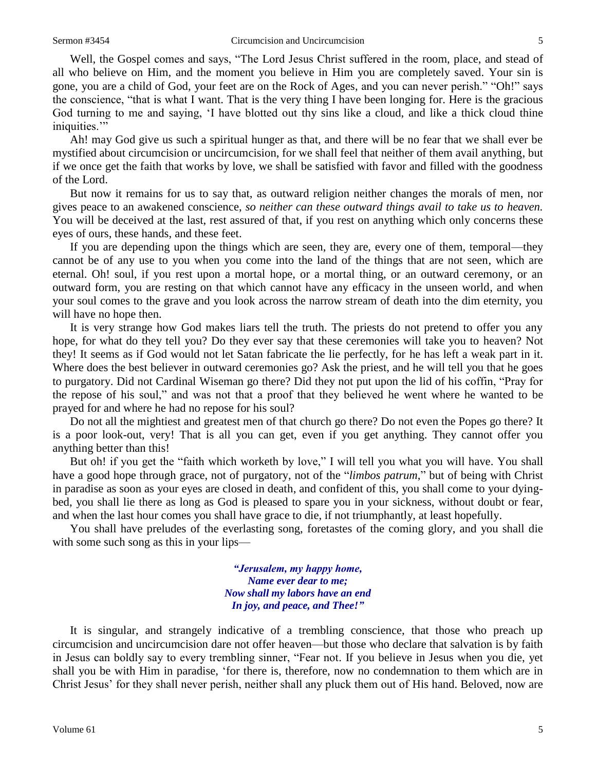Well, the Gospel comes and says, "The Lord Jesus Christ suffered in the room, place, and stead of all who believe on Him, and the moment you believe in Him you are completely saved. Your sin is gone, you are a child of God, your feet are on the Rock of Ages, and you can never perish." "Oh!" says the conscience, "that is what I want. That is the very thing I have been longing for. Here is the gracious God turning to me and saying, 'I have blotted out thy sins like a cloud, and like a thick cloud thine iniquities.'"

Ah! may God give us such a spiritual hunger as that, and there will be no fear that we shall ever be mystified about circumcision or uncircumcision, for we shall feel that neither of them avail anything, but if we once get the faith that works by love, we shall be satisfied with favor and filled with the goodness of the Lord.

But now it remains for us to say that, as outward religion neither changes the morals of men, nor gives peace to an awakened conscience, *so neither can these outward things avail to take us to heaven.* You will be deceived at the last, rest assured of that, if you rest on anything which only concerns these eyes of ours, these hands, and these feet.

If you are depending upon the things which are seen, they are, every one of them, temporal—they cannot be of any use to you when you come into the land of the things that are not seen, which are eternal. Oh! soul, if you rest upon a mortal hope, or a mortal thing, or an outward ceremony, or an outward form, you are resting on that which cannot have any efficacy in the unseen world, and when your soul comes to the grave and you look across the narrow stream of death into the dim eternity, you will have no hope then.

It is very strange how God makes liars tell the truth. The priests do not pretend to offer you any hope, for what do they tell you? Do they ever say that these ceremonies will take you to heaven? Not they! It seems as if God would not let Satan fabricate the lie perfectly, for he has left a weak part in it. Where does the best believer in outward ceremonies go? Ask the priest, and he will tell you that he goes to purgatory. Did not Cardinal Wiseman go there? Did they not put upon the lid of his coffin, "Pray for the repose of his soul," and was not that a proof that they believed he went where he wanted to be prayed for and where he had no repose for his soul?

Do not all the mightiest and greatest men of that church go there? Do not even the Popes go there? It is a poor look-out, very! That is all you can get, even if you get anything. They cannot offer you anything better than this!

But oh! if you get the "faith which worketh by love," I will tell you what you will have. You shall have a good hope through grace, not of purgatory, not of the "*limbos patrum*," but of being with Christ in paradise as soon as your eyes are closed in death, and confident of this, you shall come to your dying-bed, you shall lie there as long as God is pleased to spare you in your sickness, without doubt or fear, and when the last hour comes you shall have grace to die, if not triumphantly, at least hopefully.

You shall have preludes of the everlasting song, foretastes of the coming glory, and you shall die with some such song as this in your lips—

> ***"Jerusalem, my happy home,***
> ***Name ever dear to me;***
> ***Now shall my labors have an end***
> ***In joy, and peace, and Thee!"***

It is singular, and strangely indicative of a trembling conscience, that those who preach up circumcision and uncircumcision dare not offer heaven—but those who declare that salvation is by faith in Jesus can boldly say to every trembling sinner, "Fear not. If you believe in Jesus when you die, yet shall you be with Him in paradise, 'for there is, therefore, now no condemnation to them which are in Christ Jesus' for they shall never perish, neither shall any pluck them out of His hand. Beloved, now are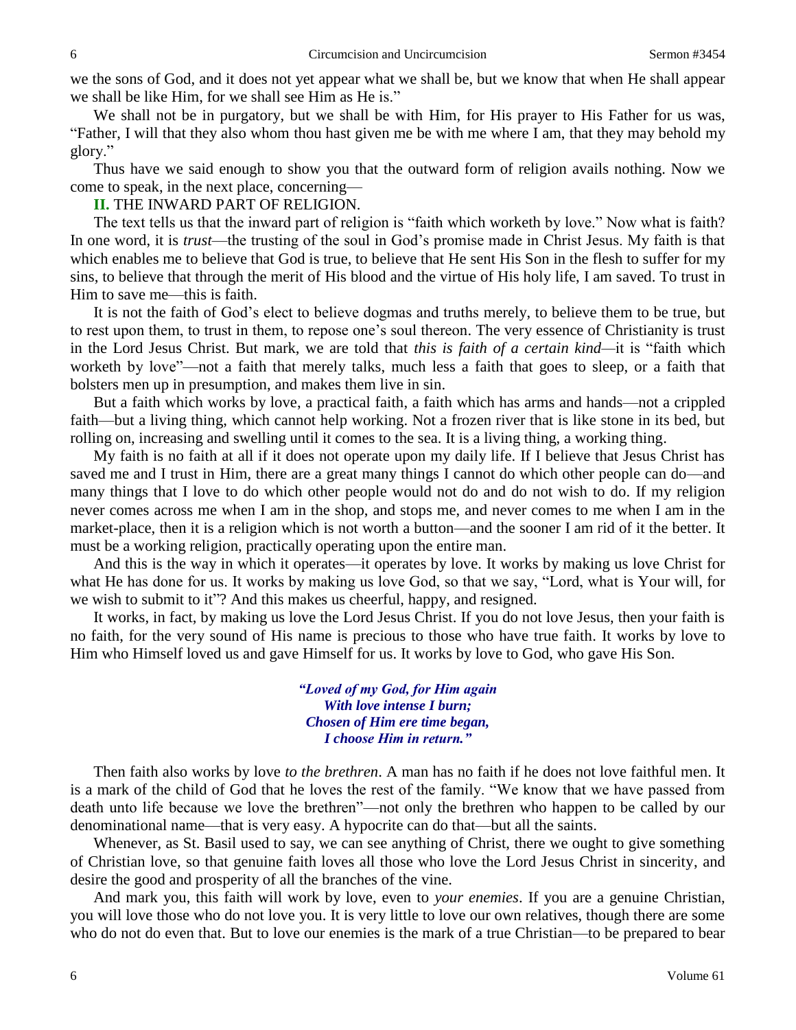we the sons of God, and it does not yet appear what we shall be, but we know that when He shall appear we shall be like Him, for we shall see Him as He is."

We shall not be in purgatory, but we shall be with Him, for His prayer to His Father for us was, "Father, I will that they also whom thou hast given me be with me where I am, that they may behold my glory."

Thus have we said enough to show you that the outward form of religion avails nothing. Now we come to speak, in the next place, concerning—

**II.** THE INWARD PART OF RELIGION.

The text tells us that the inward part of religion is "faith which worketh by love." Now what is faith? In one word, it is *trust*—the trusting of the soul in God's promise made in Christ Jesus. My faith is that which enables me to believe that God is true, to believe that He sent His Son in the flesh to suffer for my sins, to believe that through the merit of His blood and the virtue of His holy life, I am saved. To trust in Him to save me—this is faith.

It is not the faith of God's elect to believe dogmas and truths merely, to believe them to be true, but to rest upon them, to trust in them, to repose one's soul thereon. The very essence of Christianity is trust in the Lord Jesus Christ. But mark, we are told that *this is faith of a certain kind*—it is "faith which worketh by love"—not a faith that merely talks, much less a faith that goes to sleep, or a faith that bolsters men up in presumption, and makes them live in sin.

But a faith which works by love, a practical faith, a faith which has arms and hands—not a crippled faith—but a living thing, which cannot help working. Not a frozen river that is like stone in its bed, but rolling on, increasing and swelling until it comes to the sea. It is a living thing, a working thing.

My faith is no faith at all if it does not operate upon my daily life. If I believe that Jesus Christ has saved me and I trust in Him, there are a great many things I cannot do which other people can do—and many things that I love to do which other people would not do and do not wish to do. If my religion never comes across me when I am in the shop, and stops me, and never comes to me when I am in the market-place, then it is a religion which is not worth a button—and the sooner I am rid of it the better. It must be a working religion, practically operating upon the entire man.

And this is the way in which it operates—it operates by love. It works by making us love Christ for what He has done for us. It works by making us love God, so that we say, "Lord, what is Your will, for we wish to submit to it"? And this makes us cheerful, happy, and resigned.

It works, in fact, by making us love the Lord Jesus Christ. If you do not love Jesus, then your faith is no faith, for the very sound of His name is precious to those who have true faith. It works by love to Him who Himself loved us and gave Himself for us. It works by love to God, who gave His Son.

*"Loved of my God, for Him again*
*With love intense I burn;*
*Chosen of Him ere time began,*
*I choose Him in return."*

Then faith also works by love *to the brethren*. A man has no faith if he does not love faithful men. It is a mark of the child of God that he loves the rest of the family. "We know that we have passed from death unto life because we love the brethren"—not only the brethren who happen to be called by our denominational name—that is very easy. A hypocrite can do that—but all the saints.

Whenever, as St. Basil used to say, we can see anything of Christ, there we ought to give something of Christian love, so that genuine faith loves all those who love the Lord Jesus Christ in sincerity, and desire the good and prosperity of all the branches of the vine.

And mark you, this faith will work by love, even to *your enemies*. If you are a genuine Christian, you will love those who do not love you. It is very little to love our own relatives, though there are some who do not do even that. But to love our enemies is the mark of a true Christian—to be prepared to bear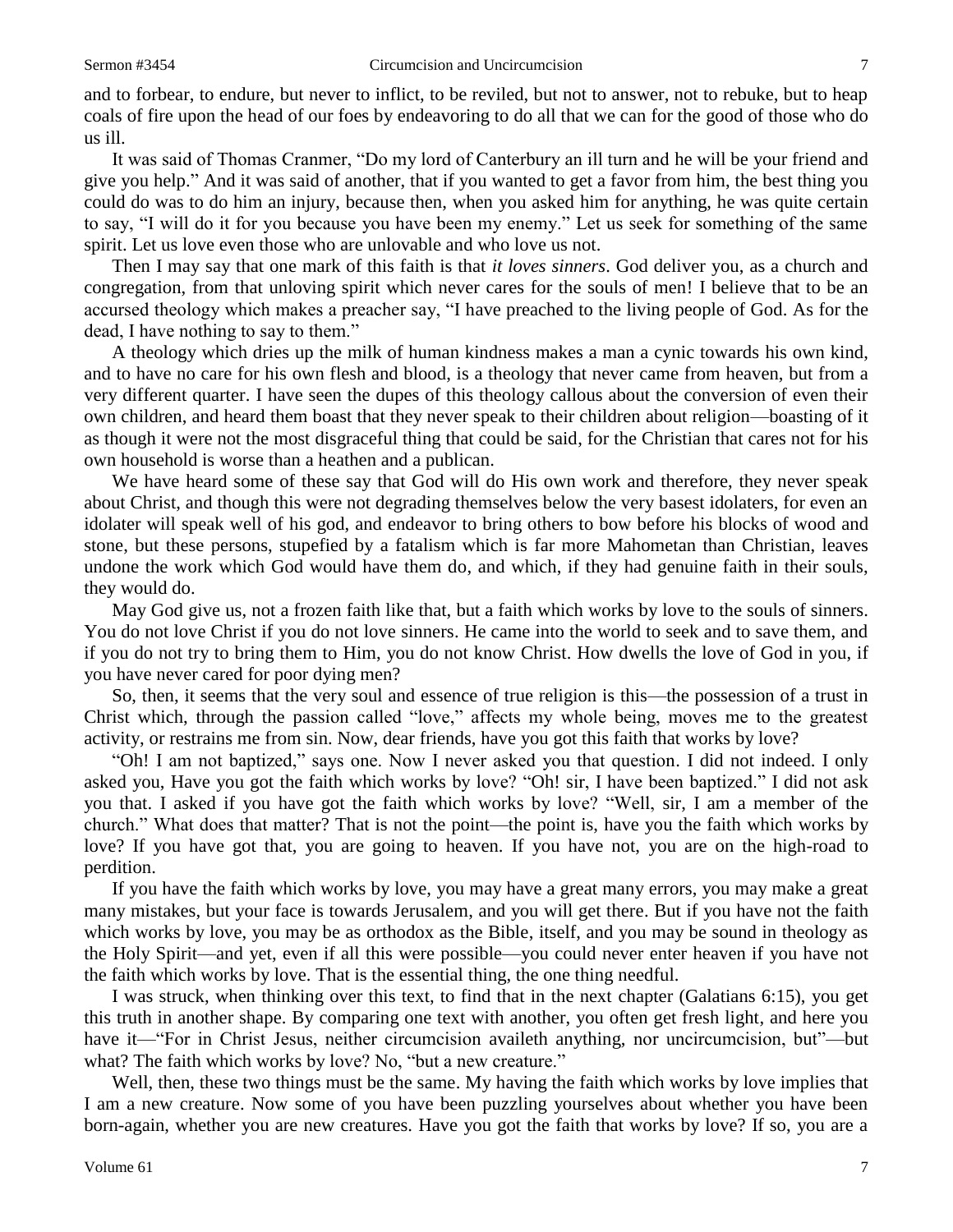and to forbear, to endure, but never to inflict, to be reviled, but not to answer, not to rebuke, but to heap coals of fire upon the head of our foes by endeavoring to do all that we can for the good of those who do us ill.

It was said of Thomas Cranmer, "Do my lord of Canterbury an ill turn and he will be your friend and give you help." And it was said of another, that if you wanted to get a favor from him, the best thing you could do was to do him an injury, because then, when you asked him for anything, he was quite certain to say, "I will do it for you because you have been my enemy." Let us seek for something of the same spirit. Let us love even those who are unlovable and who love us not.

Then I may say that one mark of this faith is that *it loves sinners*. God deliver you, as a church and congregation, from that unloving spirit which never cares for the souls of men! I believe that to be an accursed theology which makes a preacher say, "I have preached to the living people of God. As for the dead, I have nothing to say to them."

A theology which dries up the milk of human kindness makes a man a cynic towards his own kind, and to have no care for his own flesh and blood, is a theology that never came from heaven, but from a very different quarter. I have seen the dupes of this theology callous about the conversion of even their own children, and heard them boast that they never speak to their children about religion—boasting of it as though it were not the most disgraceful thing that could be said, for the Christian that cares not for his own household is worse than a heathen and a publican.

We have heard some of these say that God will do His own work and therefore, they never speak about Christ, and though this were not degrading themselves below the very basest idolaters, for even an idolater will speak well of his god, and endeavor to bring others to bow before his blocks of wood and stone, but these persons, stupefied by a fatalism which is far more Mahometan than Christian, leaves undone the work which God would have them do, and which, if they had genuine faith in their souls, they would do.

May God give us, not a frozen faith like that, but a faith which works by love to the souls of sinners. You do not love Christ if you do not love sinners. He came into the world to seek and to save them, and if you do not try to bring them to Him, you do not know Christ. How dwells the love of God in you, if you have never cared for poor dying men?

So, then, it seems that the very soul and essence of true religion is this—the possession of a trust in Christ which, through the passion called "love," affects my whole being, moves me to the greatest activity, or restrains me from sin. Now, dear friends, have you got this faith that works by love?

"Oh! I am not baptized," says one. Now I never asked you that question. I did not indeed. I only asked you, Have you got the faith which works by love? "Oh! sir, I have been baptized." I did not ask you that. I asked if you have got the faith which works by love? "Well, sir, I am a member of the church." What does that matter? That is not the point—the point is, have you the faith which works by love? If you have got that, you are going to heaven. If you have not, you are on the high-road to perdition.

If you have the faith which works by love, you may have a great many errors, you may make a great many mistakes, but your face is towards Jerusalem, and you will get there. But if you have not the faith which works by love, you may be as orthodox as the Bible, itself, and you may be sound in theology as the Holy Spirit—and yet, even if all this were possible—you could never enter heaven if you have not the faith which works by love. That is the essential thing, the one thing needful.

I was struck, when thinking over this text, to find that in the next chapter (Galatians 6:15), you get this truth in another shape. By comparing one text with another, you often get fresh light, and here you have it—"For in Christ Jesus, neither circumcision availeth anything, nor uncircumcision, but"—but what? The faith which works by love? No, "but a new creature."

Well, then, these two things must be the same. My having the faith which works by love implies that I am a new creature. Now some of you have been puzzling yourselves about whether you have been born-again, whether you are new creatures. Have you got the faith that works by love? If so, you are a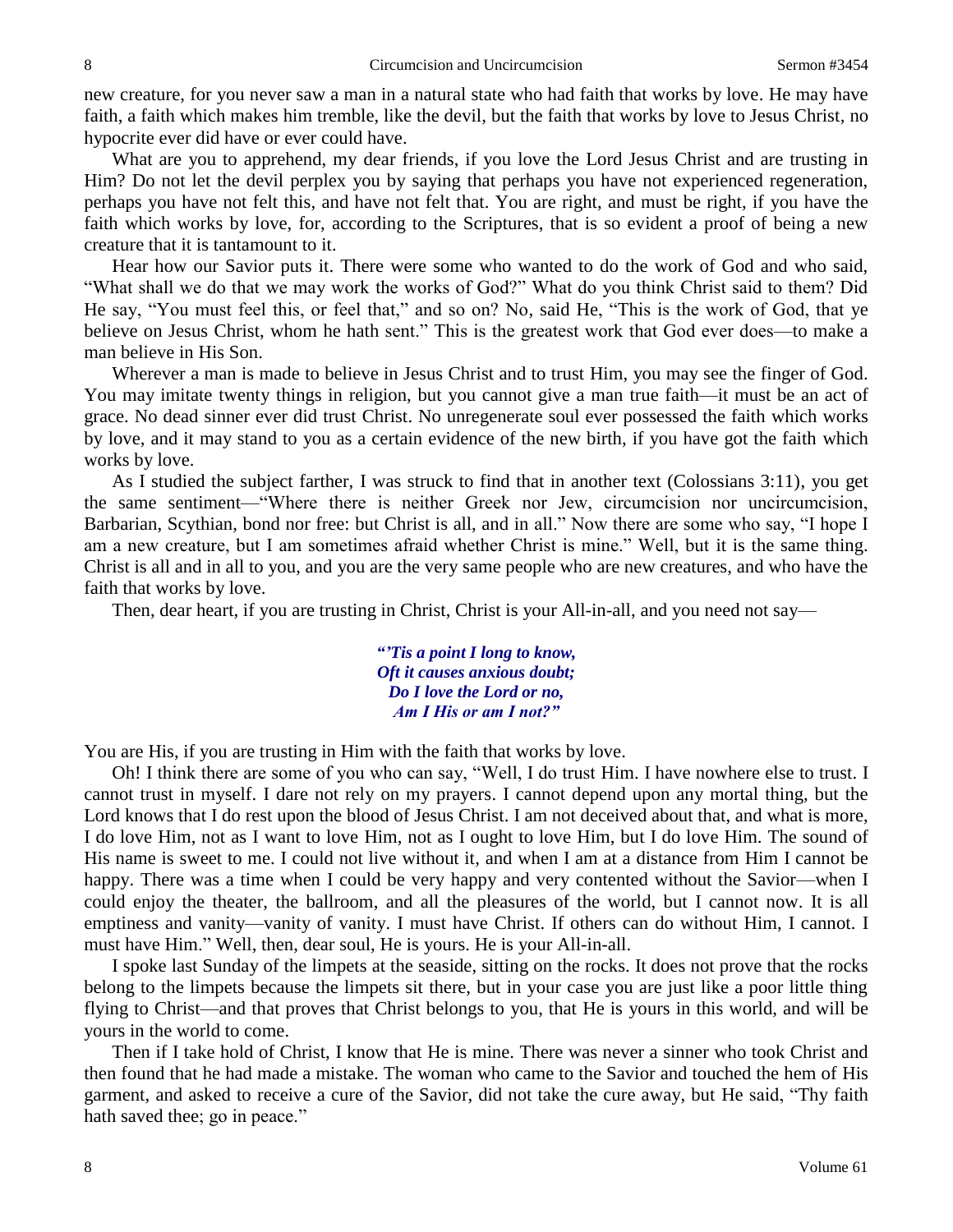new creature, for you never saw a man in a natural state who had faith that works by love. He may have faith, a faith which makes him tremble, like the devil, but the faith that works by love to Jesus Christ, no hypocrite ever did have or ever could have.

What are you to apprehend, my dear friends, if you love the Lord Jesus Christ and are trusting in Him? Do not let the devil perplex you by saying that perhaps you have not experienced regeneration, perhaps you have not felt this, and have not felt that. You are right, and must be right, if you have the faith which works by love, for, according to the Scriptures, that is so evident a proof of being a new creature that it is tantamount to it.

Hear how our Savior puts it. There were some who wanted to do the work of God and who said, "What shall we do that we may work the works of God?" What do you think Christ said to them? Did He say, "You must feel this, or feel that," and so on? No, said He, "This is the work of God, that ye believe on Jesus Christ, whom he hath sent." This is the greatest work that God ever does—to make a man believe in His Son.

Wherever a man is made to believe in Jesus Christ and to trust Him, you may see the finger of God. You may imitate twenty things in religion, but you cannot give a man true faith—it must be an act of grace. No dead sinner ever did trust Christ. No unregenerate soul ever possessed the faith which works by love, and it may stand to you as a certain evidence of the new birth, if you have got the faith which works by love.

As I studied the subject farther, I was struck to find that in another text (Colossians 3:11), you get the same sentiment—"Where there is neither Greek nor Jew, circumcision nor uncircumcision, Barbarian, Scythian, bond nor free: but Christ is all, and in all." Now there are some who say, "I hope I am a new creature, but I am sometimes afraid whether Christ is mine." Well, but it is the same thing. Christ is all and in all to you, and you are the very same people who are new creatures, and who have the faith that works by love.

Then, dear heart, if you are trusting in Christ, Christ is your All-in-all, and you need not say—

*"'Tis a point I long to know,*
*Oft it causes anxious doubt;*
*Do I love the Lord or no,*
*Am I His or am I not?"*

You are His, if you are trusting in Him with the faith that works by love.

Oh! I think there are some of you who can say, "Well, I do trust Him. I have nowhere else to trust. I cannot trust in myself. I dare not rely on my prayers. I cannot depend upon any mortal thing, but the Lord knows that I do rest upon the blood of Jesus Christ. I am not deceived about that, and what is more, I do love Him, not as I want to love Him, not as I ought to love Him, but I do love Him. The sound of His name is sweet to me. I could not live without it, and when I am at a distance from Him I cannot be happy. There was a time when I could be very happy and very contented without the Savior—when I could enjoy the theater, the ballroom, and all the pleasures of the world, but I cannot now. It is all emptiness and vanity—vanity of vanity. I must have Christ. If others can do without Him, I cannot. I must have Him." Well, then, dear soul, He is yours. He is your All-in-all.

I spoke last Sunday of the limpets at the seaside, sitting on the rocks. It does not prove that the rocks belong to the limpets because the limpets sit there, but in your case you are just like a poor little thing flying to Christ—and that proves that Christ belongs to you, that He is yours in this world, and will be yours in the world to come.

Then if I take hold of Christ, I know that He is mine. There was never a sinner who took Christ and then found that he had made a mistake. The woman who came to the Savior and touched the hem of His garment, and asked to receive a cure of the Savior, did not take the cure away, but He said, "Thy faith hath saved thee; go in peace."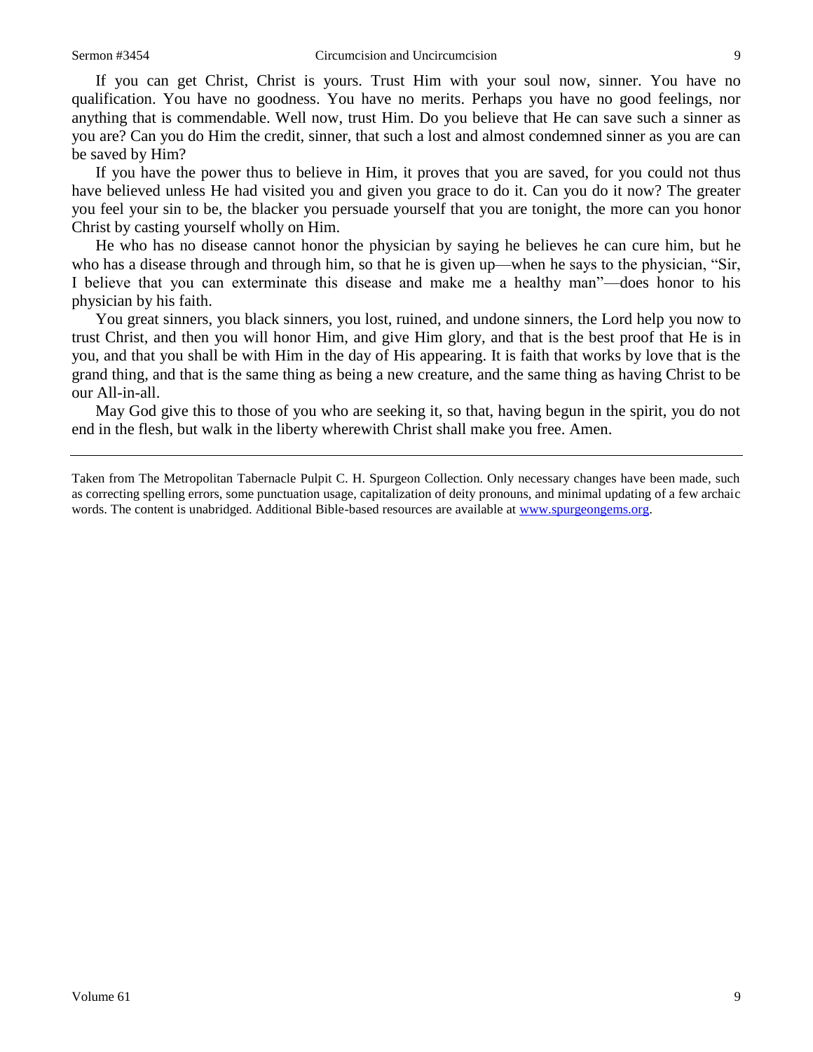If you can get Christ, Christ is yours. Trust Him with your soul now, sinner. You have no qualification. You have no goodness. You have no merits. Perhaps you have no good feelings, nor anything that is commendable. Well now, trust Him. Do you believe that He can save such a sinner as you are? Can you do Him the credit, sinner, that such a lost and almost condemned sinner as you are can be saved by Him?

If you have the power thus to believe in Him, it proves that you are saved, for you could not thus have believed unless He had visited you and given you grace to do it. Can you do it now? The greater you feel your sin to be, the blacker you persuade yourself that you are tonight, the more can you honor Christ by casting yourself wholly on Him.

He who has no disease cannot honor the physician by saying he believes he can cure him, but he who has a disease through and through him, so that he is given up—when he says to the physician, "Sir, I believe that you can exterminate this disease and make me a healthy man"—does honor to his physician by his faith.

You great sinners, you black sinners, you lost, ruined, and undone sinners, the Lord help you now to trust Christ, and then you will honor Him, and give Him glory, and that is the best proof that He is in you, and that you shall be with Him in the day of His appearing. It is faith that works by love that is the grand thing, and that is the same thing as being a new creature, and the same thing as having Christ to be our All-in-all.

May God give this to those of you who are seeking it, so that, having begun in the spirit, you do not end in the flesh, but walk in the liberty wherewith Christ shall make you free. Amen.

---

Taken from The Metropolitan Tabernacle Pulpit C. H. Spurgeon Collection. Only necessary changes have been made, such as correcting spelling errors, some punctuation usage, capitalization of deity pronouns, and minimal updating of a few archaic words. The content is unabridged. Additional Bible-based resources are available at [www.spurgeongems.org](http://www.spurgeongems.org).